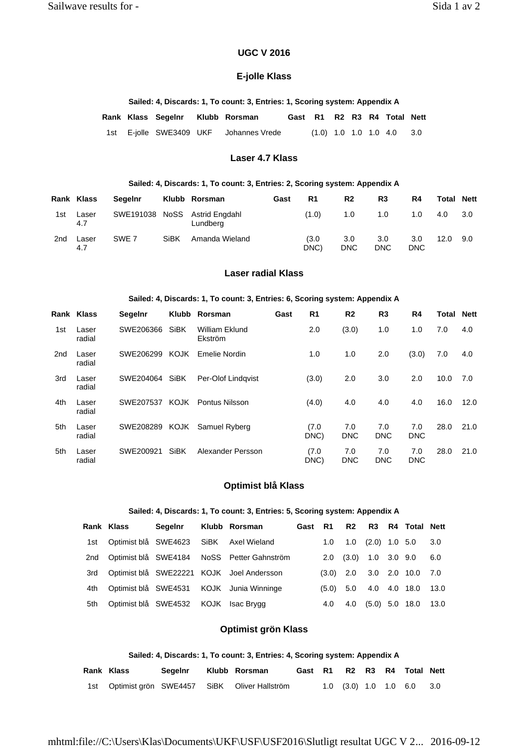# UGC V 2016

## E-jolle Klass

**Sailed: 4, Discards: 1, To count: 3, Entries: 1, Scoring system: Appendix A**

| Rank | Klass | Segelnr | Klubb | Rorsman | Gast | R1 | R2 | R3 | R4 | Total | Nett |
|---|---|---|---|---|---|---|---|---|---|---|---|
| 1st | E-jolle | SWE3409 | UKF | Johannes Vrede | | (1.0) | 1.0 | 1.0 | 1.0 | 4.0 | 3.0 |

## Laser 4.7 Klass

**Sailed: 4, Discards: 1, To count: 3, Entries: 2, Scoring system: Appendix A**

| Rank | Klass | Segelnr | Klubb | Rorsman | Gast | R1 | R2 | R3 | R4 | Total | Nett |
|---|---|---|---|---|---|---|---|---|---|---|---|
| 1st | Laser 4.7 | SWE191038 | NoSS | Astrid Engdahl Lundberg | | (1.0) | 1.0 | 1.0 | 1.0 | 4.0 | 3.0 |
| 2nd | Laser 4.7 | SWE 7 | SiBK | Amanda Wieland | | (3.0 DNC) | 3.0 DNC | 3.0 DNC | 3.0 DNC | 12.0 | 9.0 |

## Laser radial Klass

**Sailed: 4, Discards: 1, To count: 3, Entries: 6, Scoring system: Appendix A**

| Rank | Klass | Segelnr | Klubb | Rorsman | Gast | R1 | R2 | R3 | R4 | Total | Nett |
|---|---|---|---|---|---|---|---|---|---|---|---|
| 1st | Laser radial | SWE206366 | SiBK | William Eklund Ekström | | 2.0 | (3.0) | 1.0 | 1.0 | 7.0 | 4.0 |
| 2nd | Laser radial | SWE206299 | KOJK | Emelie Nordin | | 1.0 | 1.0 | 2.0 | (3.0) | 7.0 | 4.0 |
| 3rd | Laser radial | SWE204064 | SiBK | Per-Olof Lindqvist | | (3.0) | 2.0 | 3.0 | 2.0 | 10.0 | 7.0 |
| 4th | Laser radial | SWE207537 | KOJK | Pontus Nilsson | | (4.0) | 4.0 | 4.0 | 4.0 | 16.0 | 12.0 |
| 5th | Laser radial | SWE208289 | KOJK | Samuel Ryberg | | (7.0 DNC) | 7.0 DNC | 7.0 DNC | 7.0 DNC | 28.0 | 21.0 |
| 5th | Laser radial | SWE200921 | SiBK | Alexander Persson | | (7.0 DNC) | 7.0 DNC | 7.0 DNC | 7.0 DNC | 28.0 | 21.0 |

## Optimist blå Klass

**Sailed: 4, Discards: 1, To count: 3, Entries: 5, Scoring system: Appendix A**

| Rank | Klass | Segelnr | Klubb | Rorsman | Gast | R1 | R2 | R3 | R4 | Total | Nett |
|---|---|---|---|---|---|---|---|---|---|---|---|
| 1st | Optimist blå | SWE4623 | SiBK | Axel Wieland | | 1.0 | 1.0 | (2.0) | 1.0 | 5.0 | 3.0 |
| 2nd | Optimist blå | SWE4184 | NoSS | Petter Gahnström | | 2.0 | (3.0) | 1.0 | 3.0 | 9.0 | 6.0 |
| 3rd | Optimist blå | SWE22221 | KOJK | Joel Andersson | | (3.0) | 2.0 | 3.0 | 2.0 | 10.0 | 7.0 |
| 4th | Optimist blå | SWE4531 | KOJK | Junia Winninge | | (5.0) | 5.0 | 4.0 | 4.0 | 18.0 | 13.0 |
| 5th | Optimist blå | SWE4532 | KOJK | Isac Brygg | | 4.0 | 4.0 | (5.0) | 5.0 | 18.0 | 13.0 |

## Optimist grön Klass

**Sailed: 4, Discards: 1, To count: 3, Entries: 4, Scoring system: Appendix A**

| Rank | Klass | Segelnr | Klubb | Rorsman | Gast | R1 | R2 | R3 | R4 | Total | Nett |
|---|---|---|---|---|---|---|---|---|---|---|---|
| 1st | Optimist grön | SWE4457 | SiBK | Oliver Hallström | | 1.0 | (3.0) | 1.0 | 1.0 | 6.0 | 3.0 |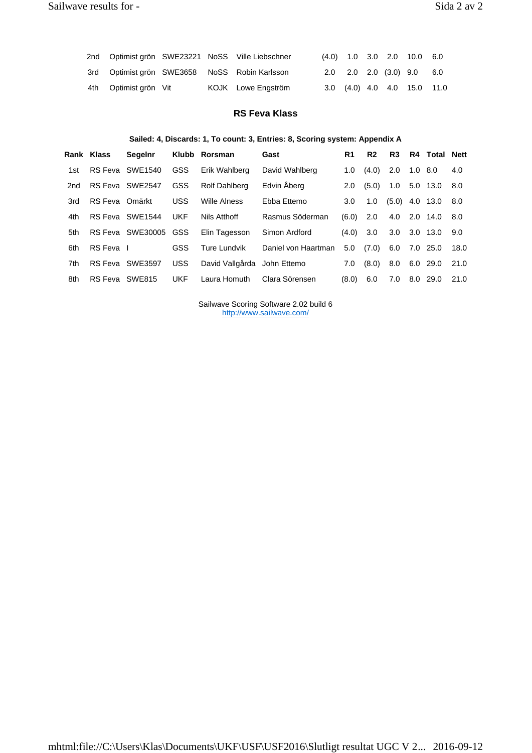| | | | | | | | | | | |
|---|---|---|---|---|---|---|---|---|---|---|
| 2nd | Optimist grön | SWE23221 | NoSS | Ville Liebschner | (4.0) | 1.0 | 3.0 | 2.0 | 10.0 | 6.0 |
| 3rd | Optimist grön | SWE3658 | NoSS | Robin Karlsson | 2.0 | 2.0 | 2.0 | (3.0) | 9.0 | 6.0 |
| 4th | Optimist grön | Vit | KOJK | Lowe Engström | 3.0 | (4.0) | 4.0 | 4.0 | 15.0 | 11.0 |

### RS Feva Klass

**Sailed: 4, Discards: 1, To count: 3, Entries: 8, Scoring system: Appendix A**

| Rank | Klass | Segelnr | Klubb | Rorsman | Gast | R1 | R2 | R3 | R4 | Total | Nett |
|---|---|---|---|---|---|---|---|---|---|---|---|
| 1st | RS Feva | SWE1540 | GSS | Erik Wahlberg | David Wahlberg | 1.0 | (4.0) | 2.0 | 1.0 | 8.0 | 4.0 |
| 2nd | RS Feva | SWE2547 | GSS | Rolf Dahlberg | Edvin Åberg | 2.0 | (5.0) | 1.0 | 5.0 | 13.0 | 8.0 |
| 3rd | RS Feva | Omärkt | USS | Wille Alness | Ebba Ettemo | 3.0 | 1.0 | (5.0) | 4.0 | 13.0 | 8.0 |
| 4th | RS Feva | SWE1544 | UKF | Nils Atthoff | Rasmus Söderman | (6.0) | 2.0 | 4.0 | 2.0 | 14.0 | 8.0 |
| 5th | RS Feva | SWE30005 | GSS | Elin Tagesson | Simon Ardford | (4.0) | 3.0 | 3.0 | 3.0 | 13.0 | 9.0 |
| 6th | RS Feva | I | GSS | Ture Lundvik | Daniel von Haartman | 5.0 | (7.0) | 6.0 | 7.0 | 25.0 | 18.0 |
| 7th | RS Feva | SWE3597 | USS | David Vallgårda | John Ettemo | 7.0 | (8.0) | 8.0 | 6.0 | 29.0 | 21.0 |
| 8th | RS Feva | SWE815 | UKF | Laura Homuth | Clara Sörensen | (8.0) | 6.0 | 7.0 | 8.0 | 29.0 | 21.0 |

Sailwave Scoring Software 2.02 build 6
http://www.sailwave.com/